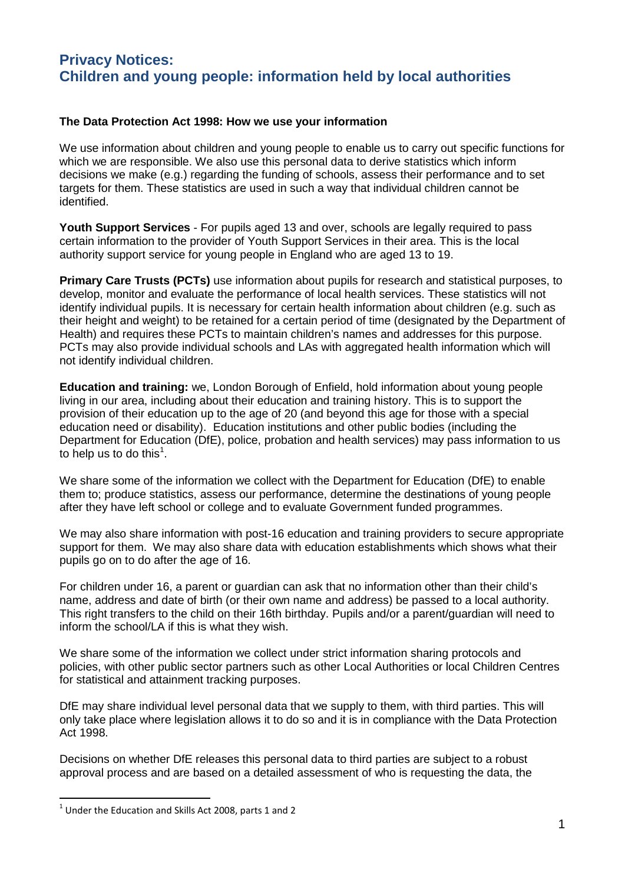# Privacy Notices:
# Children and young people: information held by local authorities

**The Data Protection Act 1998: How we use your information**

We use information about children and young people to enable us to carry out specific functions for which we are responsible. We also use this personal data to derive statistics which inform decisions we make (e.g.) regarding the funding of schools, assess their performance and to set targets for them. These statistics are used in such a way that individual children cannot be identified.

**Youth Support Services** - For pupils aged 13 and over, schools are legally required to pass certain information to the provider of Youth Support Services in their area. This is the local authority support service for young people in England who are aged 13 to 19.

**Primary Care Trusts (PCTs)** use information about pupils for research and statistical purposes, to develop, monitor and evaluate the performance of local health services. These statistics will not identify individual pupils. It is necessary for certain health information about children (e.g. such as their height and weight) to be retained for a certain period of time (designated by the Department of Health) and requires these PCTs to maintain children's names and addresses for this purpose. PCTs may also provide individual schools and LAs with aggregated health information which will not identify individual children.

**Education and training:** we, London Borough of Enfield, hold information about young people living in our area, including about their education and training history. This is to support the provision of their education up to the age of 20 (and beyond this age for those with a special education need or disability). Education institutions and other public bodies (including the Department for Education (DfE), police, probation and health services) may pass information to us to help us to do this[1].

We share some of the information we collect with the Department for Education (DfE) to enable them to; produce statistics, assess our performance, determine the destinations of young people after they have left school or college and to evaluate Government funded programmes.

We may also share information with post-16 education and training providers to secure appropriate support for them. We may also share data with education establishments which shows what their pupils go on to do after the age of 16.

For children under 16, a parent or guardian can ask that no information other than their child's name, address and date of birth (or their own name and address) be passed to a local authority. This right transfers to the child on their 16th birthday. Pupils and/or a parent/guardian will need to inform the school/LA if this is what they wish.

We share some of the information we collect under strict information sharing protocols and policies, with other public sector partners such as other Local Authorities or local Children Centres for statistical and attainment tracking purposes.

DfE may share individual level personal data that we supply to them, with third parties. This will only take place where legislation allows it to do so and it is in compliance with the Data Protection Act 1998.

Decisions on whether DfE releases this personal data to third parties are subject to a robust approval process and are based on a detailed assessment of who is requesting the data, the

[1] Under the Education and Skills Act 2008, parts 1 and 2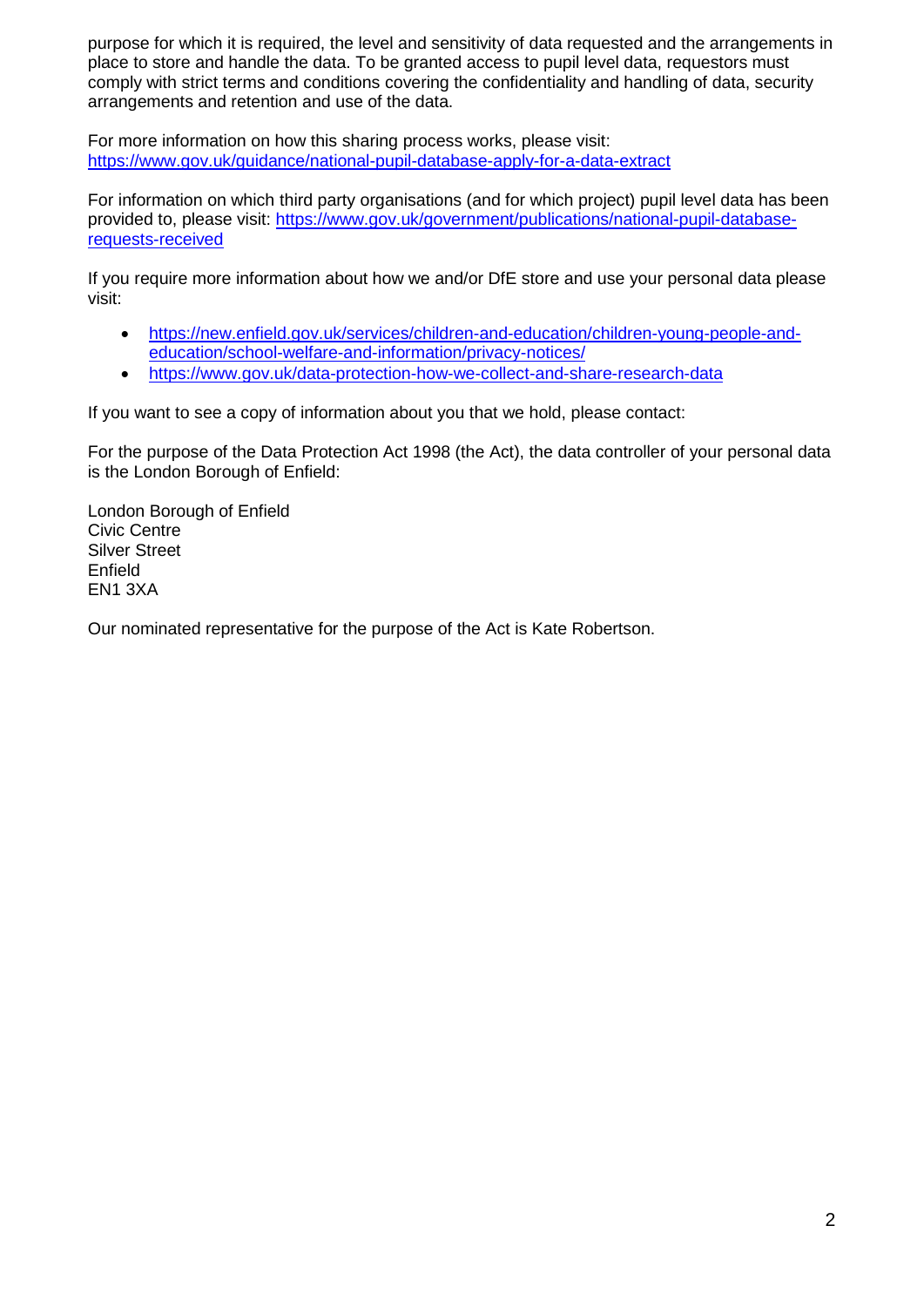purpose for which it is required, the level and sensitivity of data requested and the arrangements in place to store and handle the data. To be granted access to pupil level data, requestors must comply with strict terms and conditions covering the confidentiality and handling of data, security arrangements and retention and use of the data.

For more information on how this sharing process works, please visit:
https://www.gov.uk/guidance/national-pupil-database-apply-for-a-data-extract

For information on which third party organisations (and for which project) pupil level data has been provided to, please visit: https://www.gov.uk/government/publications/national-pupil-database-requests-received

If you require more information about how we and/or DfE store and use your personal data please visit:

- https://new.enfield.gov.uk/services/children-and-education/children-young-people-and-education/school-welfare-and-information/privacy-notices/
- https://www.gov.uk/data-protection-how-we-collect-and-share-research-data

If you want to see a copy of information about you that we hold, please contact:

For the purpose of the Data Protection Act 1998 (the Act), the data controller of your personal data is the London Borough of Enfield:

London Borough of Enfield
Civic Centre
Silver Street
Enfield
EN1 3XA

Our nominated representative for the purpose of the Act is Kate Robertson.